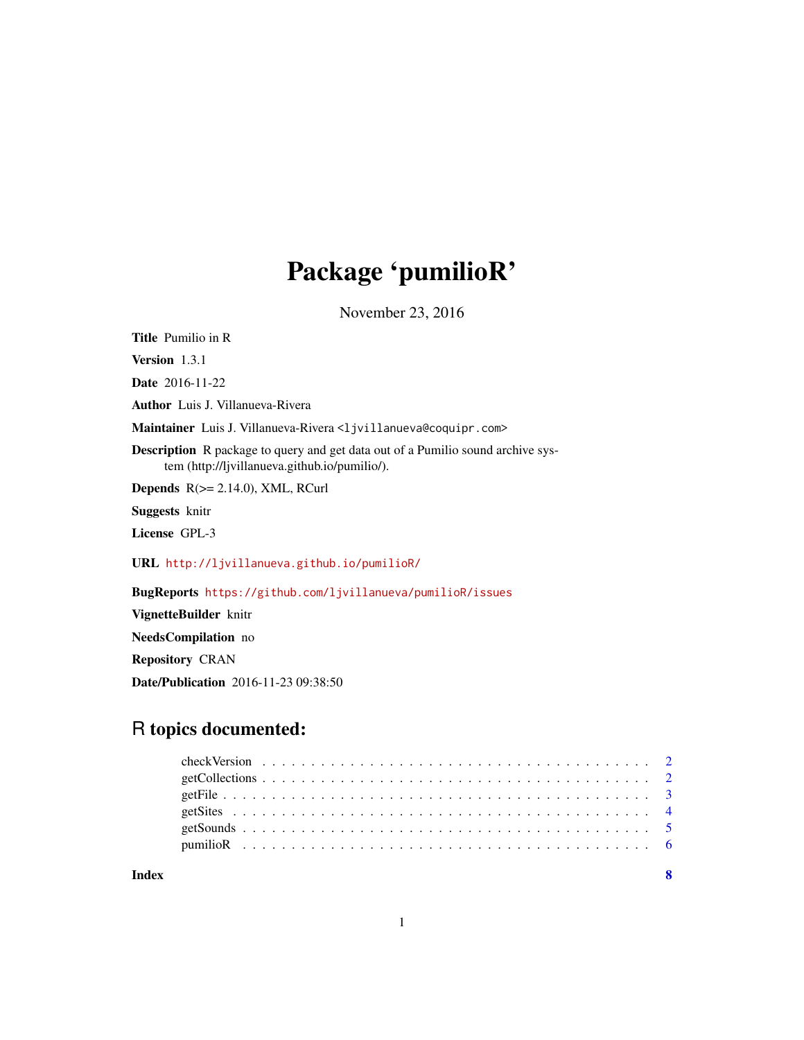# Package 'pumilioR'

November 23, 2016

**Title** Pumilio in R

**Version** 1.3.1

**Date** 2016-11-22

**Author** Luis J. Villanueva-Rivera

**Maintainer** Luis J. Villanueva-Rivera <ljvillanueva@coquipr.com>

**Description** R package to query and get data out of a Pumilio sound archive system (http://ljvillanueva.github.io/pumilio/).

**Depends** R(>= 2.14.0), XML, RCurl

**Suggests** knitr

**License** GPL-3

**URL** http://ljvillanueva.github.io/pumilioR/

**BugReports** https://github.com/ljvillanueva/pumilioR/issues

**VignetteBuilder** knitr

**NeedsCompilation** no

**Repository** CRAN

**Date/Publication** 2016-11-23 09:38:50

## R topics documented:

| | |
|---|---|
| checkVersion | 2 |
| getCollections | 2 |
| getFile | 3 |
| getSites | 4 |
| getSounds | 5 |
| pumilioR | 6 |
| **Index** | **8** |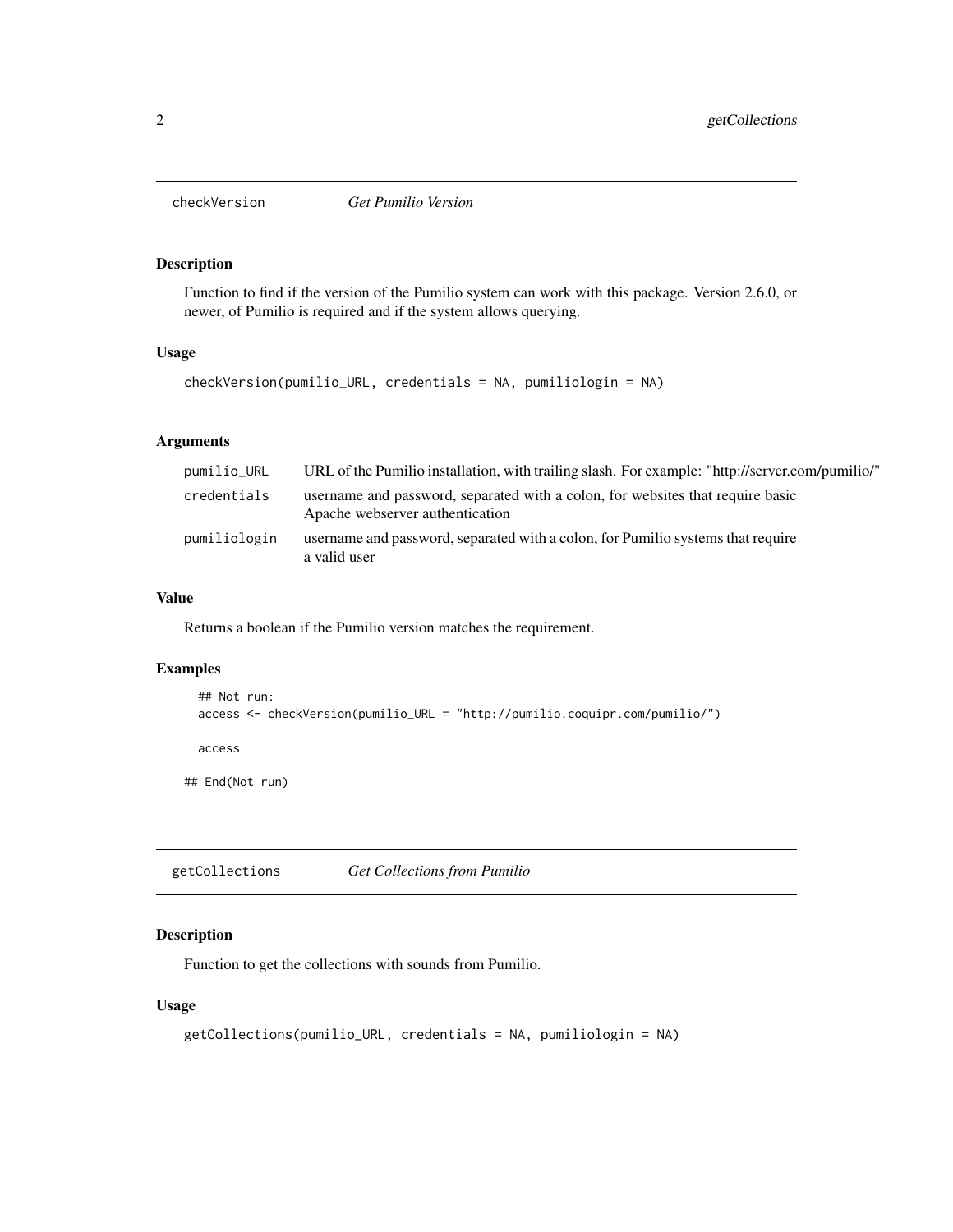## checkVersion *Get Pumilio Version*

### Description

Function to find if the version of the Pumilio system can work with this package. Version 2.6.0, or newer, of Pumilio is required and if the system allows querying.

### Usage

```
checkVersion(pumilio_URL, credentials = NA, pumiliologin = NA)
```

### Arguments

| | |
|---|---|
| pumilio_URL | URL of the Pumilio installation, with trailing slash. For example: "http://server.com/pumilio/" |
| credentials | username and password, separated with a colon, for websites that require basic Apache webserver authentication |
| pumiliologin | username and password, separated with a colon, for Pumilio systems that require a valid user |

### Value

Returns a boolean if the Pumilio version matches the requirement.

### Examples

```
  ## Not run:
  access <- checkVersion(pumilio_URL = "http://pumilio.coquipr.com/pumilio/")

  access

## End(Not run)
```

## getCollections *Get Collections from Pumilio*

### Description

Function to get the collections with sounds from Pumilio.

### Usage

```
getCollections(pumilio_URL, credentials = NA, pumiliologin = NA)
```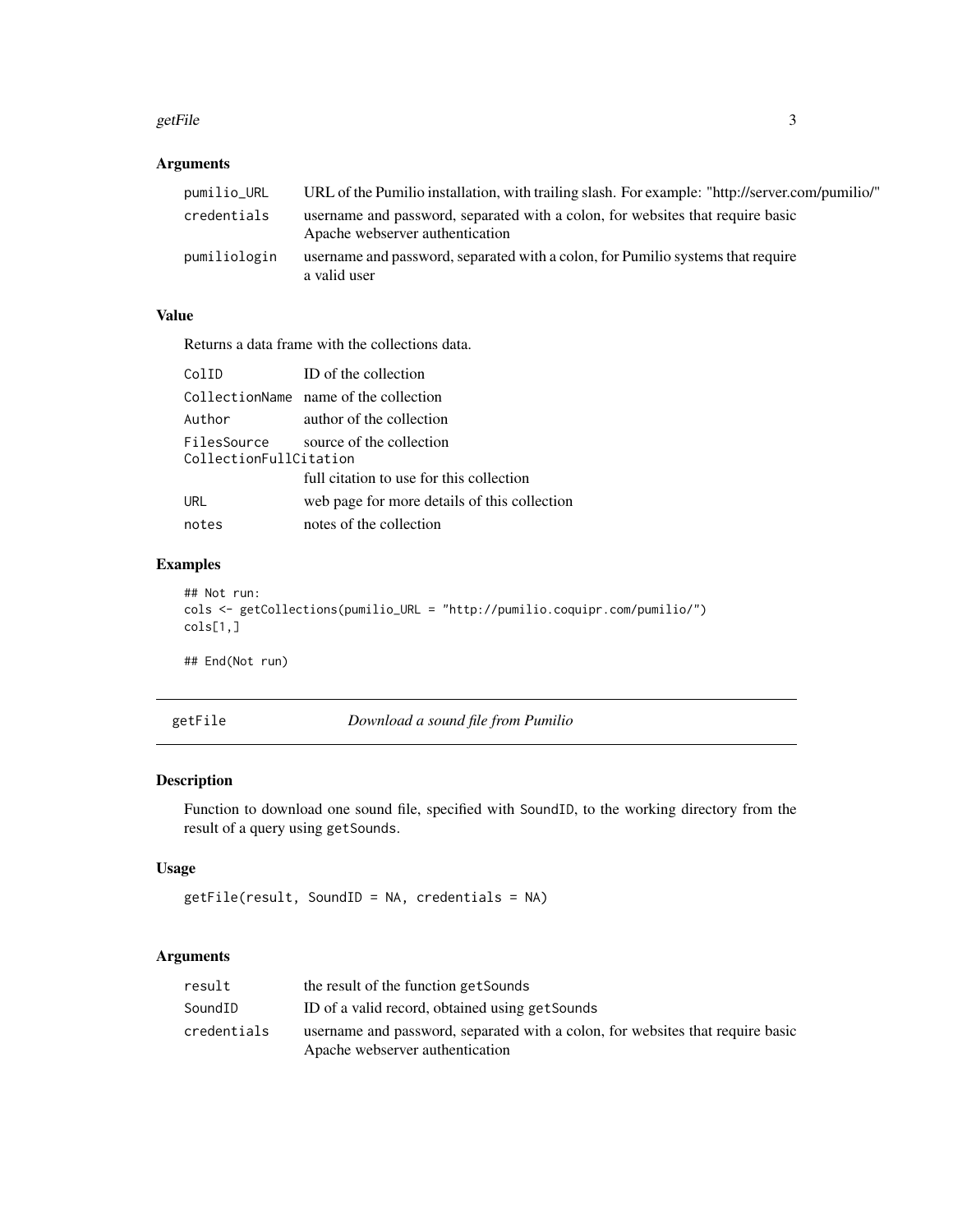### Arguments

| | |
|---|---|
| `pumilio_URL` | URL of the Pumilio installation, with trailing slash. For example: "http://server.com/pumilio/" |
| `credentials` | username and password, separated with a colon, for websites that require basic Apache webserver authentication |
| `pumiliologin` | username and password, separated with a colon, for Pumilio systems that require a valid user |

### Value

Returns a data frame with the collections data.

| | |
|---|---|
| `ColID` | ID of the collection |
| `CollectionName` | name of the collection |
| `Author` | author of the collection |
| `FilesSource` | source of the collection |
| `CollectionFullCitation` | full citation to use for this collection |
| `URL` | web page for more details of this collection |
| `notes` | notes of the collection |

### Examples

```
## Not run:
cols <- getCollections(pumilio_URL = "http://pumilio.coquipr.com/pumilio/")
cols[1,]

## End(Not run)
```

## getFile    *Download a sound file from Pumilio*

### Description

Function to download one sound file, specified with `SoundID`, to the working directory from the result of a query using `getSounds`.

### Usage

```
getFile(result, SoundID = NA, credentials = NA)
```

### Arguments

| | |
|---|---|
| `result` | the result of the function `getSounds` |
| `SoundID` | ID of a valid record, obtained using `getSounds` |
| `credentials` | username and password, separated with a colon, for websites that require basic Apache webserver authentication |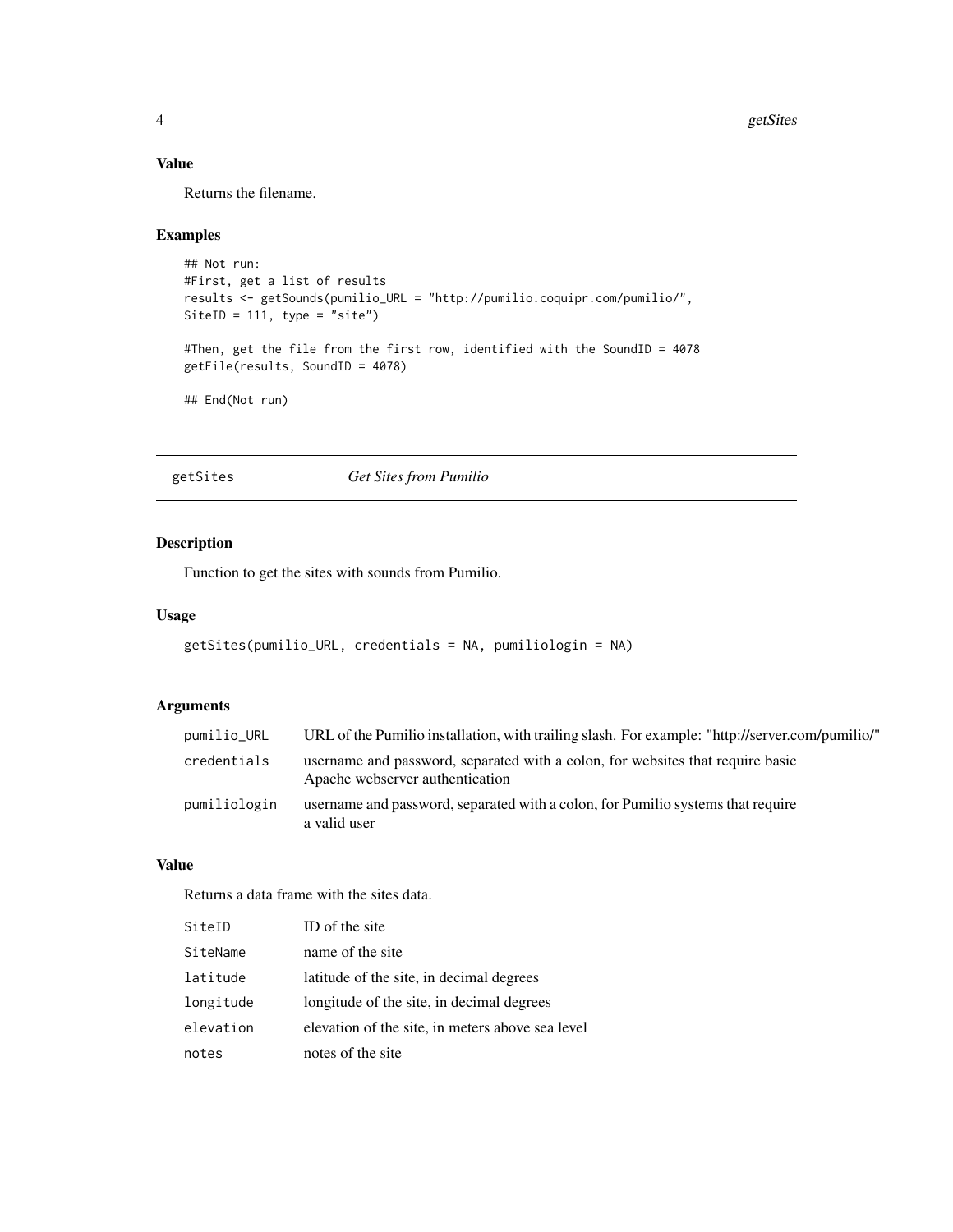## Value

Returns the filename.

## Examples

```
## Not run:
#First, get a list of results
results <- getSounds(pumilio_URL = "http://pumilio.coquipr.com/pumilio/",
SiteID = 111, type = "site")

#Then, get the file from the first row, identified with the SoundID = 4078
getFile(results, SoundID = 4078)

## End(Not run)
```

---

# getSites — *Get Sites from Pumilio*

---

## Description

Function to get the sites with sounds from Pumilio.

## Usage

```
getSites(pumilio_URL, credentials = NA, pumiliologin = NA)
```

## Arguments

| | |
|---|---|
| `pumilio_URL` | URL of the Pumilio installation, with trailing slash. For example: "http://server.com/pumilio/" |
| `credentials` | username and password, separated with a colon, for websites that require basic Apache webserver authentication |
| `pumiliologin` | username and password, separated with a colon, for Pumilio systems that require a valid user |

## Value

Returns a data frame with the sites data.

| | |
|---|---|
| `SiteID` | ID of the site |
| `SiteName` | name of the site |
| `latitude` | latitude of the site, in decimal degrees |
| `longitude` | longitude of the site, in decimal degrees |
| `elevation` | elevation of the site, in meters above sea level |
| `notes` | notes of the site |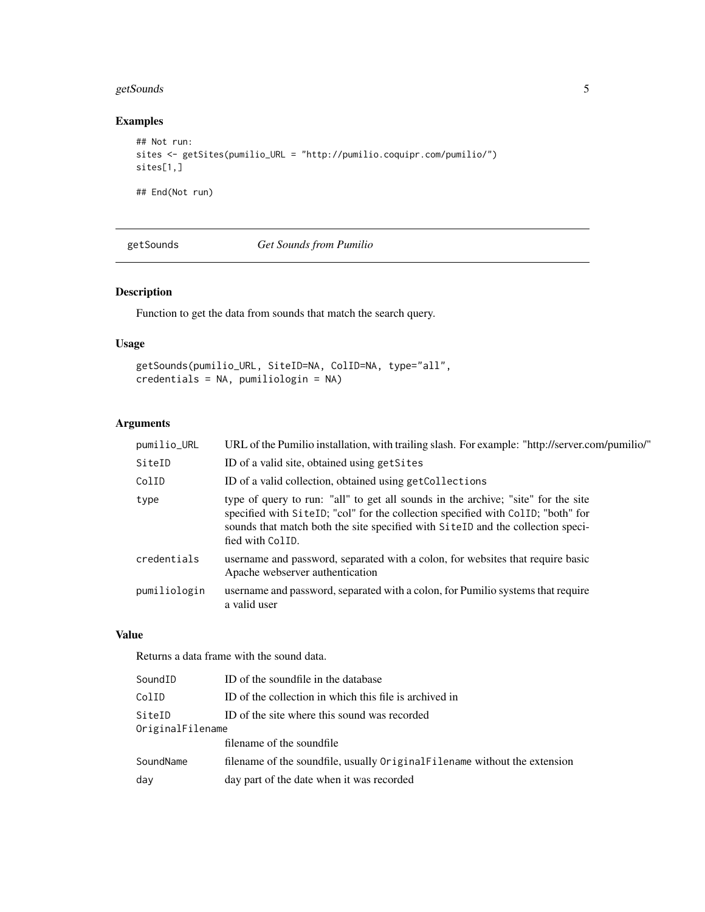## Examples

```
## Not run:
sites <- getSites(pumilio_URL = "http://pumilio.coquipr.com/pumilio/")
sites[1,]

## End(Not run)
```

---

# getSounds — *Get Sounds from Pumilio*

## Description

Function to get the data from sounds that match the search query.

## Usage

```
getSounds(pumilio_URL, SiteID=NA, ColID=NA, type="all",
credentials = NA, pumiliologin = NA)
```

## Arguments

| | |
|---|---|
| `pumilio_URL` | URL of the Pumilio installation, with trailing slash. For example: "http://server.com/pumilio/" |
| `SiteID` | ID of a valid site, obtained using `getSites` |
| `ColID` | ID of a valid collection, obtained using `getCollections` |
| `type` | type of query to run: "all" to get all sounds in the archive; "site" for the site specified with `SiteID`; "col" for the collection specified with `ColID`; "both" for sounds that match both the site specified with `SiteID` and the collection specified with `ColID`. |
| `credentials` | username and password, separated with a colon, for websites that require basic Apache webserver authentication |
| `pumiliologin` | username and password, separated with a colon, for Pumilio systems that require a valid user |

## Value

Returns a data frame with the sound data.

| | |
|---|---|
| `SoundID` | ID of the soundfile in the database |
| `ColID` | ID of the collection in which this file is archived in |
| `SiteID` | ID of the site where this sound was recorded |
| `OriginalFilename` | filename of the soundfile |
| `SoundName` | filename of the soundfile, usually `OriginalFilename` without the extension |
| `day` | day part of the date when it was recorded |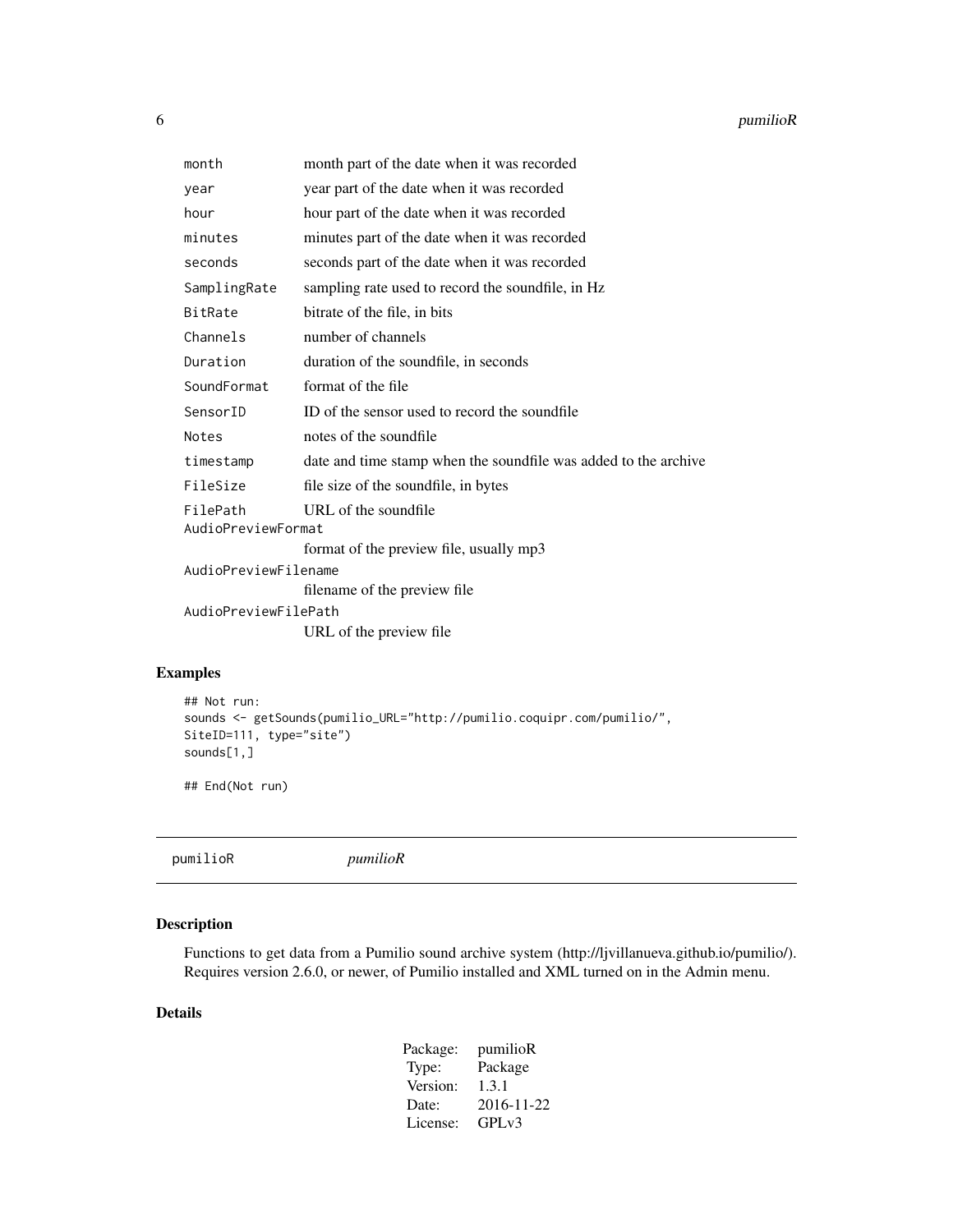| | |
|---|---|
| `month` | month part of the date when it was recorded |
| `year` | year part of the date when it was recorded |
| `hour` | hour part of the date when it was recorded |
| `minutes` | minutes part of the date when it was recorded |
| `seconds` | seconds part of the date when it was recorded |
| `SamplingRate` | sampling rate used to record the soundfile, in Hz |
| `BitRate` | bitrate of the file, in bits |
| `Channels` | number of channels |
| `Duration` | duration of the soundfile, in seconds |
| `SoundFormat` | format of the file |
| `SensorID` | ID of the sensor used to record the soundfile |
| `Notes` | notes of the soundfile |
| `timestamp` | date and time stamp when the soundfile was added to the archive |
| `FileSize` | file size of the soundfile, in bytes |
| `FilePath` | URL of the soundfile |
| `AudioPreviewFormat` | format of the preview file, usually mp3 |
| `AudioPreviewFilename` | filename of the preview file |
| `AudioPreviewFilePath` | URL of the preview file |

## Examples

```
## Not run:
sounds <- getSounds(pumilio_URL="http://pumilio.coquipr.com/pumilio/",
SiteID=111, type="site")
sounds[1,]

## End(Not run)
```

---

# pumilioR *pumilioR*

## Description

Functions to get data from a Pumilio sound archive system (http://ljvillanueva.github.io/pumilio/). Requires version 2.6.0, or newer, of Pumilio installed and XML turned on in the Admin menu.

## Details

| | |
|---|---|
| Package: | pumilioR |
| Type: | Package |
| Version: | 1.3.1 |
| Date: | 2016-11-22 |
| License: | GPLv3 |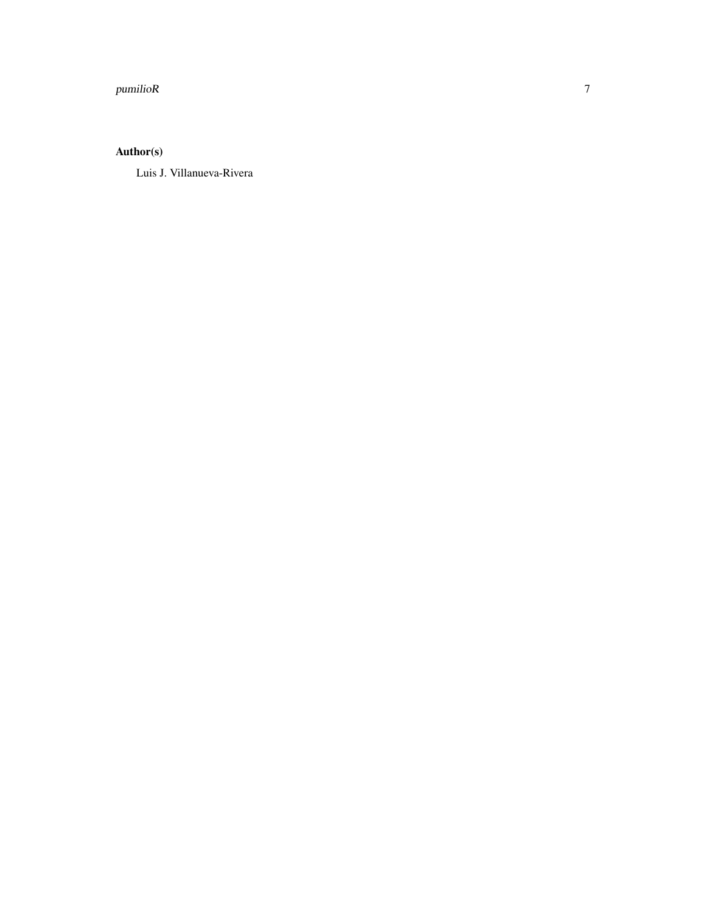## Author(s)

Luis J. Villanueva-Rivera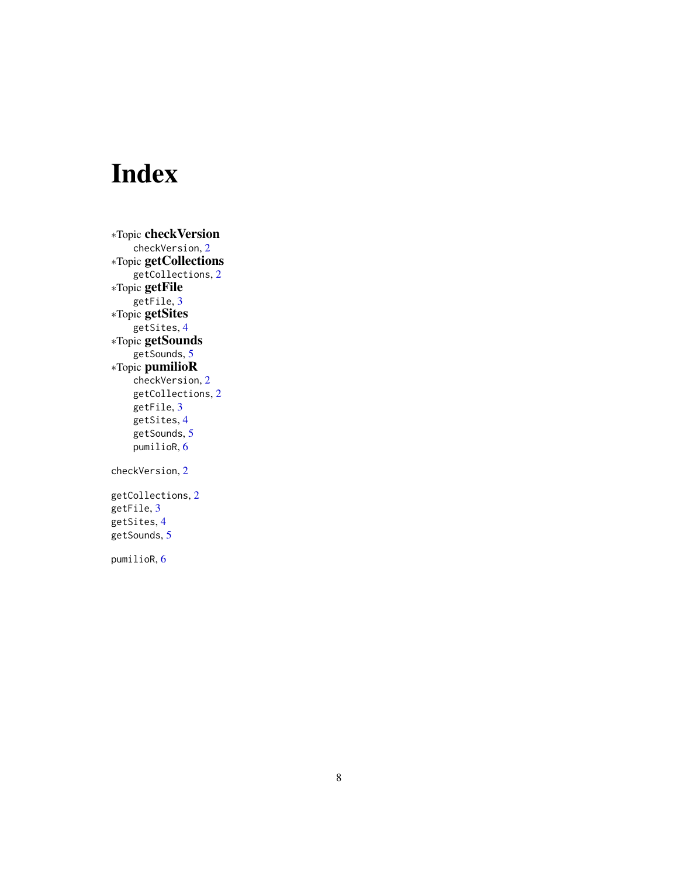# Index

*Topic **checkVersion**
  checkVersion, 2
*Topic **getCollections**
  getCollections, 2
*Topic **getFile**
  getFile, 3
*Topic **getSites**
  getSites, 4
*Topic **getSounds**
  getSounds, 5
*Topic **pumilioR**
  checkVersion, 2
  getCollections, 2
  getFile, 3
  getSites, 4
  getSounds, 5
  pumilioR, 6

checkVersion, 2

getCollections, 2
getFile, 3
getSites, 4
getSounds, 5

pumilioR, 6